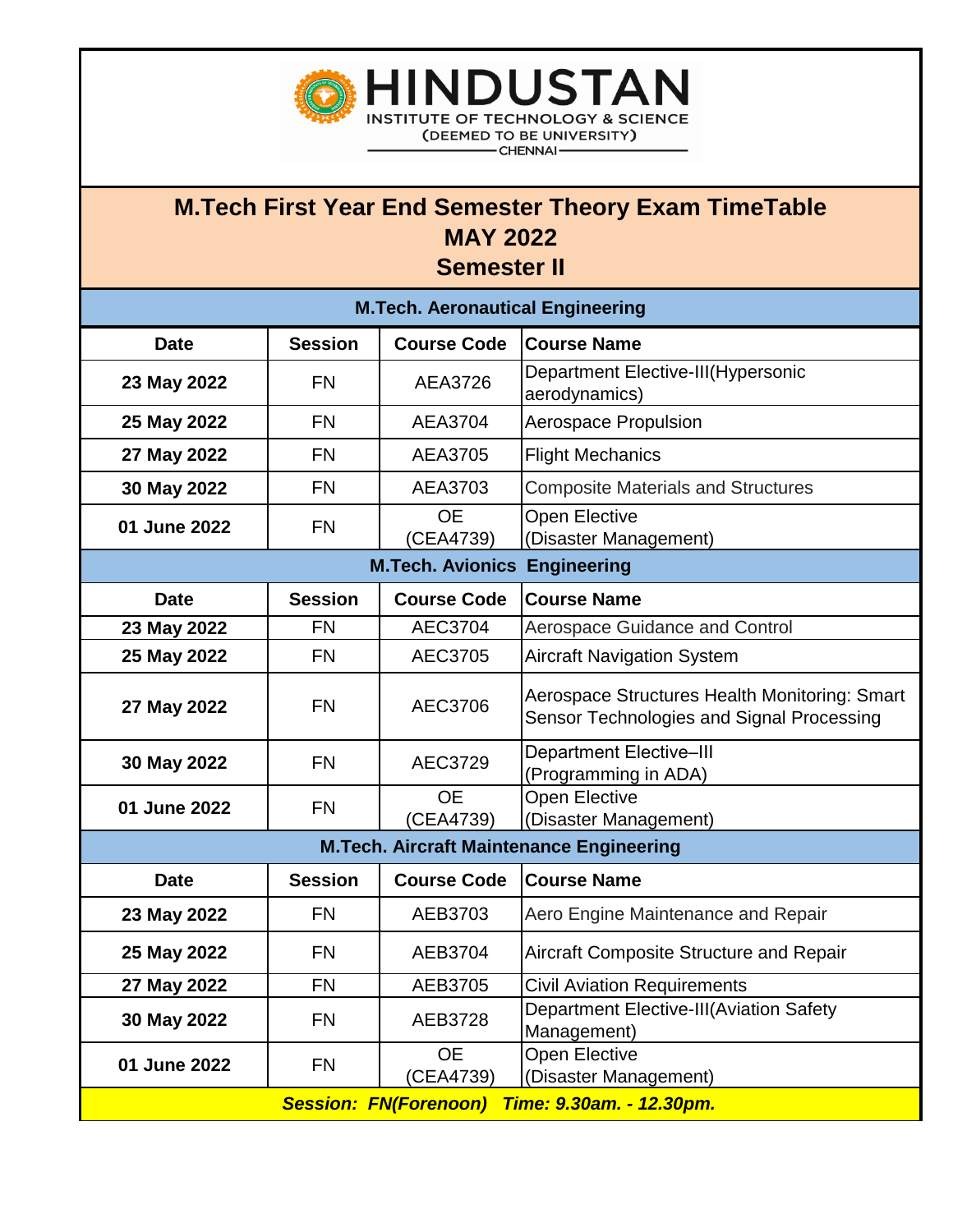# HINDUSTAN

INSTITUTE OF TECHNOLOGY & SCIENCE
(DEEMED TO BE UNIVERSITY)
CHENNAI

## M.Tech First Year End Semester Theory Exam TimeTable
## MAY 2022
## Semester II

### M.Tech. Aeronautical Engineering

| Date | Session | Course Code | Course Name |
|---|---|---|---|
| 23 May 2022 | FN | AEA3726 | Department Elective-III(Hypersonic aerodynamics) |
| 25 May 2022 | FN | AEA3704 | Aerospace Propulsion |
| 27 May 2022 | FN | AEA3705 | Flight Mechanics |
| 30 May 2022 | FN | AEA3703 | Composite Materials and Structures |
| 01 June 2022 | FN | OE (CEA4739) | Open Elective (Disaster Management) |

### M.Tech. Avionics Engineering

| Date | Session | Course Code | Course Name |
|---|---|---|---|
| 23 May 2022 | FN | AEC3704 | Aerospace Guidance and Control |
| 25 May 2022 | FN | AEC3705 | Aircraft Navigation System |
| 27 May 2022 | FN | AEC3706 | Aerospace Structures Health Monitoring: Smart Sensor Technologies and Signal Processing |
| 30 May 2022 | FN | AEC3729 | Department Elective–III (Programming in ADA) |
| 01 June 2022 | FN | OE (CEA4739) | Open Elective (Disaster Management) |

### M.Tech. Aircraft Maintenance Engineering

| Date | Session | Course Code | Course Name |
|---|---|---|---|
| 23 May 2022 | FN | AEB3703 | Aero Engine Maintenance and Repair |
| 25 May 2022 | FN | AEB3704 | Aircraft Composite Structure and Repair |
| 27 May 2022 | FN | AEB3705 | Civil Aviation Requirements |
| 30 May 2022 | FN | AEB3728 | Department Elective-III(Aviation Safety Management) |
| 01 June 2022 | FN | OE (CEA4739) | Open Elective (Disaster Management) |

***Session: FN(Forenoon) Time: 9.30am. - 12.30pm.***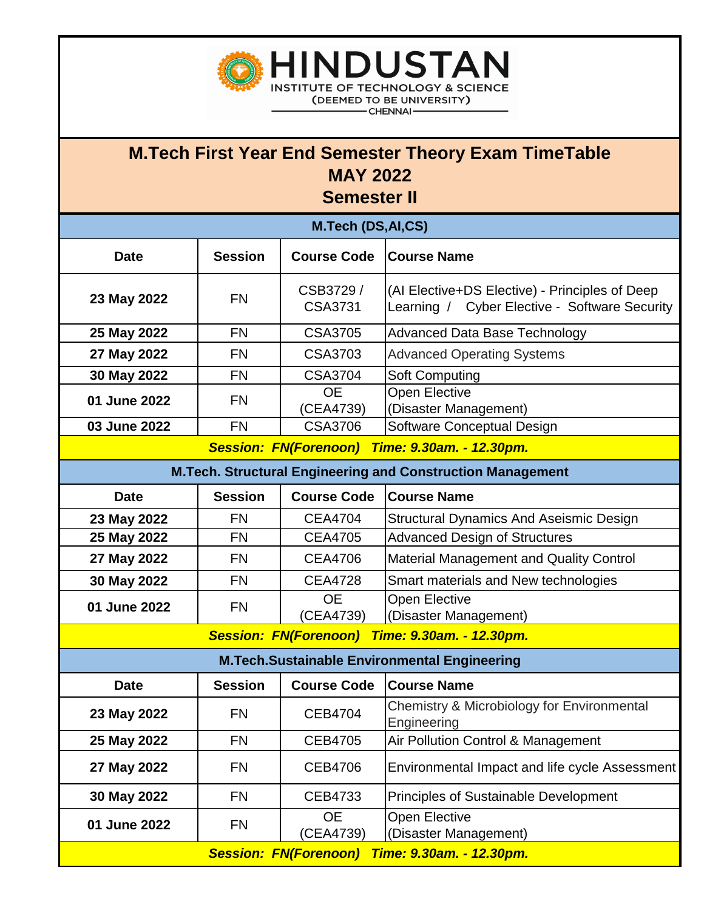# HINDUSTAN

INSTITUTE OF TECHNOLOGY & SCIENCE

(DEEMED TO BE UNIVERSITY)

CHENNAI

## M.Tech First Year End Semester Theory Exam TimeTable
## MAY 2022
## Semester II

### M.Tech (DS,AI,CS)

| Date | Session | Course Code | Course Name |
|---|---|---|---|
| 23 May 2022 | FN | CSB3729 / CSA3731 | (AI Elective+DS Elective) - Principles of Deep Learning / Cyber Elective - Software Security |
| 25 May 2022 | FN | CSA3705 | Advanced Data Base Technology |
| 27 May 2022 | FN | CSA3703 | Advanced Operating Systems |
| 30 May 2022 | FN | CSA3704 | Soft Computing |
| 01 June 2022 | FN | OE (CEA4739) | Open Elective (Disaster Management) |
| 03 June 2022 | FN | CSA3706 | Software Conceptual Design |

***Session: FN(Forenoon) Time: 9.30am. - 12.30pm.***

### M.Tech. Structural Engineering and Construction Management

| Date | Session | Course Code | Course Name |
|---|---|---|---|
| 23 May 2022 | FN | CEA4704 | Structural Dynamics And Aseismic Design |
| 25 May 2022 | FN | CEA4705 | Advanced Design of Structures |
| 27 May 2022 | FN | CEA4706 | Material Management and Quality Control |
| 30 May 2022 | FN | CEA4728 | Smart materials and New technologies |
| 01 June 2022 | FN | OE (CEA4739) | Open Elective (Disaster Management) |

***Session: FN(Forenoon) Time: 9.30am. - 12.30pm.***

### M.Tech.Sustainable Environmental Engineering

| Date | Session | Course Code | Course Name |
|---|---|---|---|
| 23 May 2022 | FN | CEB4704 | Chemistry & Microbiology for Environmental Engineering |
| 25 May 2022 | FN | CEB4705 | Air Pollution Control & Management |
| 27 May 2022 | FN | CEB4706 | Environmental Impact and life cycle Assessment |
| 30 May 2022 | FN | CEB4733 | Principles of Sustainable Development |
| 01 June 2022 | FN | OE (CEA4739) | Open Elective (Disaster Management) |

***Session: FN(Forenoon) Time: 9.30am. - 12.30pm.***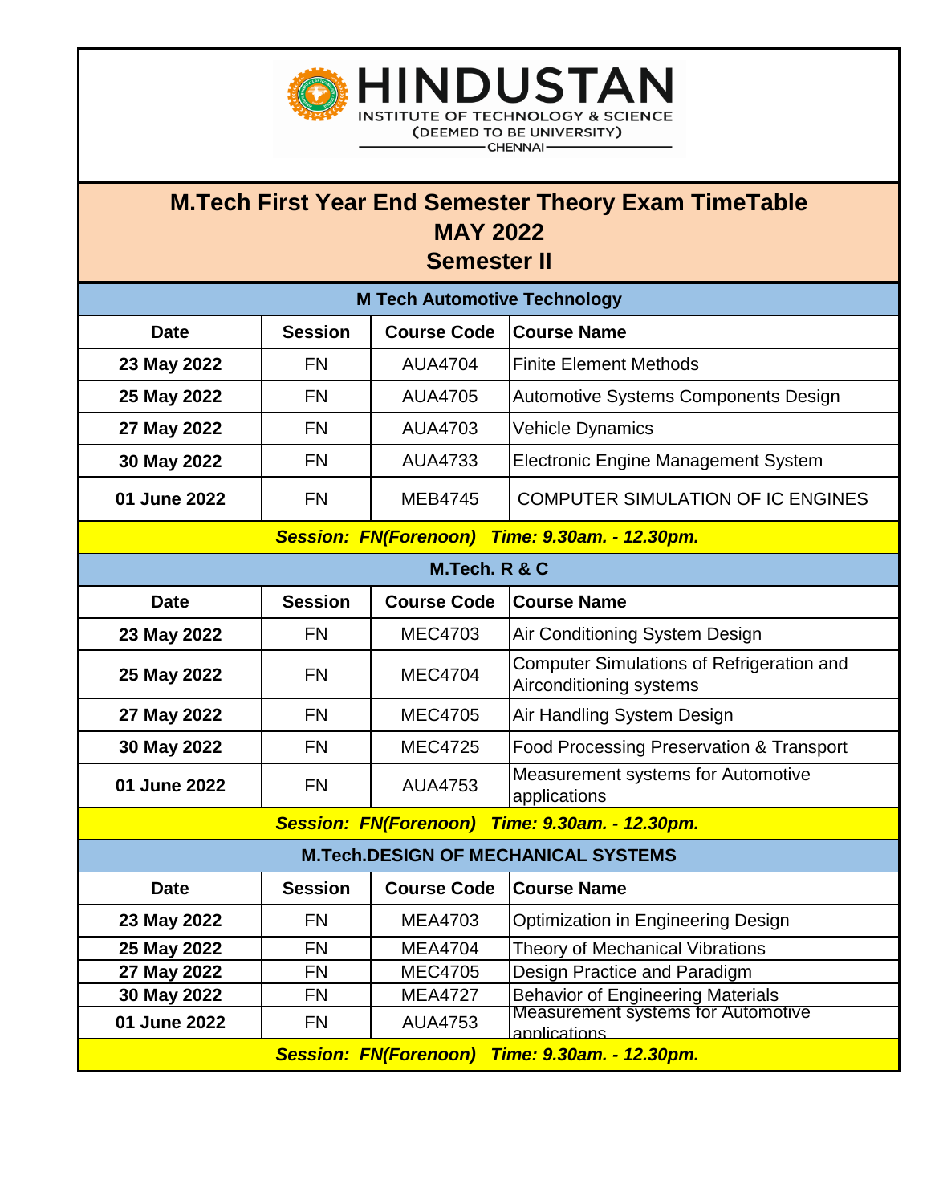# HINDUSTAN

INSTITUTE OF TECHNOLOGY & SCIENCE

(DEEMED TO BE UNIVERSITY)

CHENNAI

## M.Tech First Year End Semester Theory Exam TimeTable

## MAY 2022

## Semester II

### M Tech Automotive Technology

| Date | Session | Course Code | Course Name |
|---|---|---|---|
| 23 May 2022 | FN | AUA4704 | Finite Element Methods |
| 25 May 2022 | FN | AUA4705 | Automotive Systems Components Design |
| 27 May 2022 | FN | AUA4703 | Vehicle Dynamics |
| 30 May 2022 | FN | AUA4733 | Electronic Engine Management System |
| 01 June 2022 | FN | MEB4745 | COMPUTER SIMULATION OF IC ENGINES |

***Session: FN(Forenoon) Time: 9.30am. - 12.30pm.***

### M.Tech. R & C

| Date | Session | Course Code | Course Name |
|---|---|---|---|
| 23 May 2022 | FN | MEC4703 | Air Conditioning System Design |
| 25 May 2022 | FN | MEC4704 | Computer Simulations of Refrigeration and Airconditioning systems |
| 27 May 2022 | FN | MEC4705 | Air Handling System Design |
| 30 May 2022 | FN | MEC4725 | Food Processing Preservation & Transport |
| 01 June 2022 | FN | AUA4753 | Measurement systems for Automotive applications |

***Session: FN(Forenoon) Time: 9.30am. - 12.30pm.***

### M.Tech.DESIGN OF MECHANICAL SYSTEMS

| Date | Session | Course Code | Course Name |
|---|---|---|---|
| 23 May 2022 | FN | MEA4703 | Optimization in Engineering Design |
| 25 May 2022 | FN | MEA4704 | Theory of Mechanical Vibrations |
| 27 May 2022 | FN | MEC4705 | Design Practice and Paradigm |
| 30 May 2022 | FN | MEA4727 | Behavior of Engineering Materials |
| 01 June 2022 | FN | AUA4753 | Measurement systems for Automotive applications |

***Session: FN(Forenoon) Time: 9.30am. - 12.30pm.***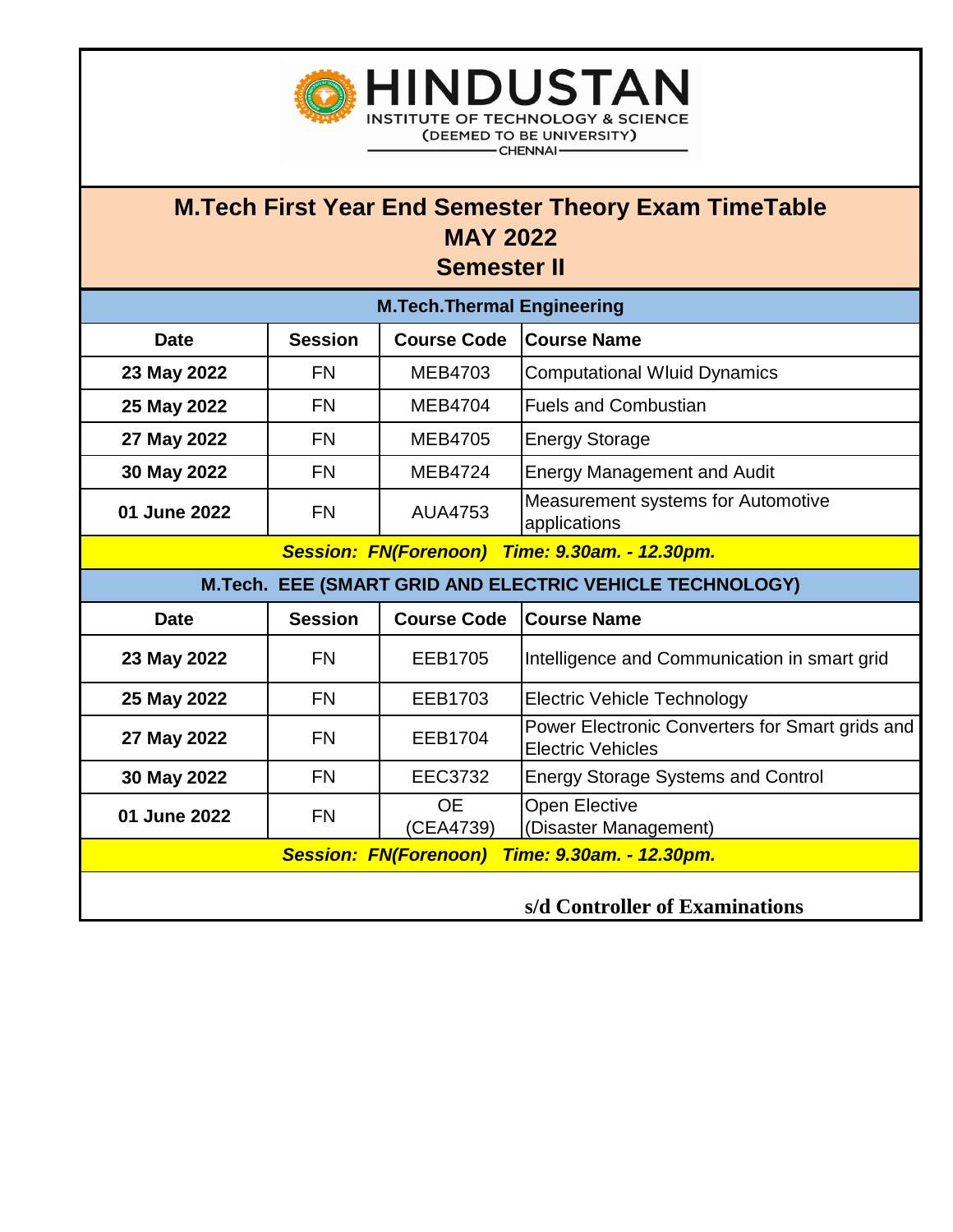HINDUSTAN
INSTITUTE OF TECHNOLOGY & SCIENCE
(DEEMED TO BE UNIVERSITY)
CHENNAI

# M.Tech First Year End Semester Theory Exam TimeTable
## MAY 2022
## Semester II

### M.Tech.Thermal Engineering

| Date | Session | Course Code | Course Name |
|---|---|---|---|
| 23 May 2022 | FN | MEB4703 | Computational Wluid Dynamics |
| 25 May 2022 | FN | MEB4704 | Fuels and Combustian |
| 27 May 2022 | FN | MEB4705 | Energy Storage |
| 30 May 2022 | FN | MEB4724 | Energy Management and Audit |
| 01 June 2022 | FN | AUA4753 | Measurement systems for Automotive applications |

***Session: FN(Forenoon) Time: 9.30am. - 12.30pm.***

### M.Tech. EEE (SMART GRID AND ELECTRIC VEHICLE TECHNOLOGY)

| Date | Session | Course Code | Course Name |
|---|---|---|---|
| 23 May 2022 | FN | EEB1705 | Intelligence and Communication in smart grid |
| 25 May 2022 | FN | EEB1703 | Electric Vehicle Technology |
| 27 May 2022 | FN | EEB1704 | Power Electronic Converters for Smart grids and Electric Vehicles |
| 30 May 2022 | FN | EEC3732 | Energy Storage Systems and Control |
| 01 June 2022 | FN | OE (CEA4739) | Open Elective (Disaster Management) |

***Session: FN(Forenoon) Time: 9.30am. - 12.30pm.***

**s/d Controller of Examinations**